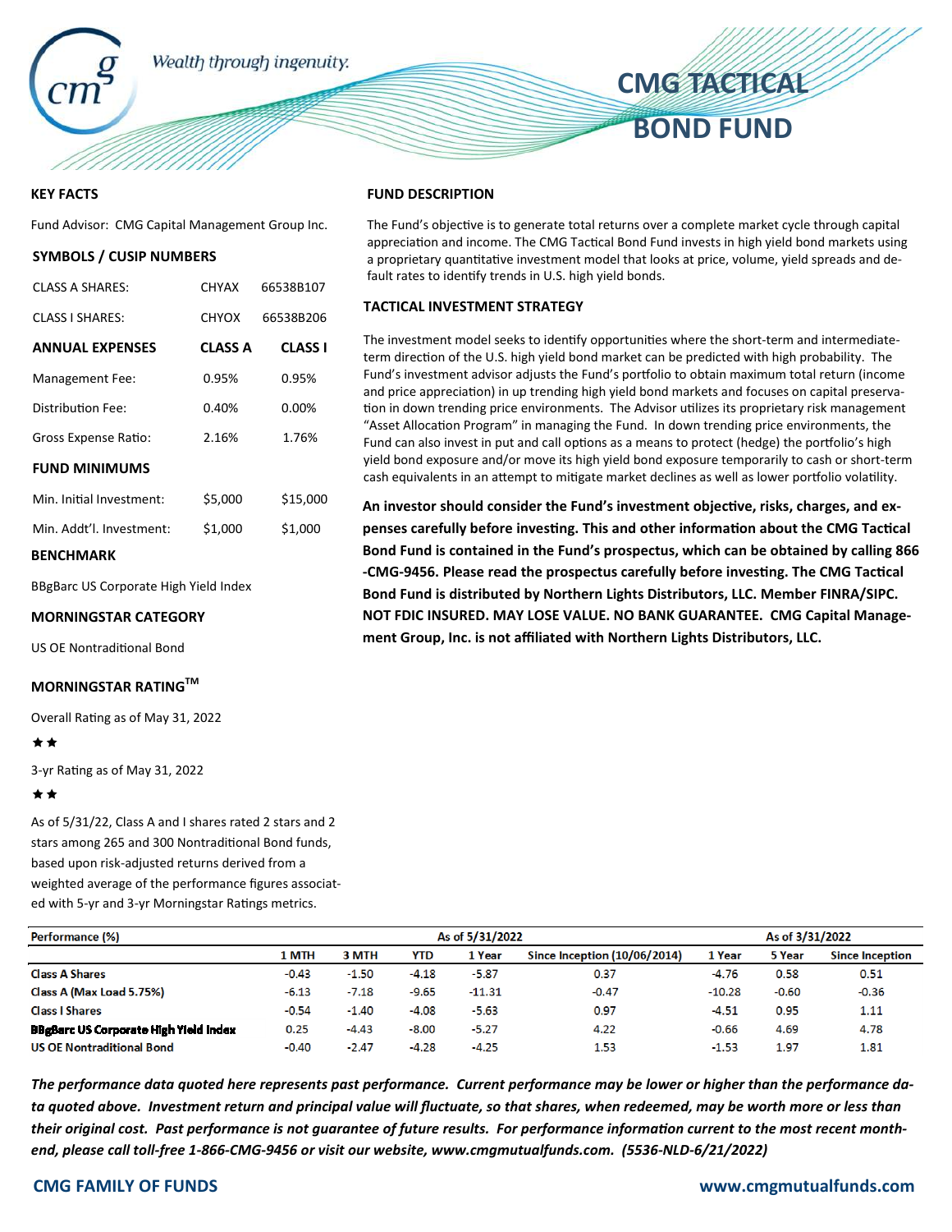Wealth through ingenuity.

# CMG TACTICAL BOND FUND

## KEY FACTS

Fund Advisor: CMG Capital Management Group Inc.

### SYMBOLS / CUSIP NUMBERS

| | | |
|---|---|---|
| CLASS A SHARES: | CHYAX | 66538B107 |
| CLASS I SHARES: | CHYOX | 66538B206 |

| ANNUAL EXPENSES | CLASS A | CLASS I |
|---|---|---|
| Management Fee: | 0.95% | 0.95% |
| Distribution Fee: | 0.40% | 0.00% |
| Gross Expense Ratio: | 2.16% | 1.76% |

### FUND MINIMUMS

| | | |
|---|---|---|
| Min. Initial Investment: | $5,000 | $15,000 |
| Min. Addt'l. Investment: | $1,000 | $1,000 |

### BENCHMARK

BBgBarc US Corporate High Yield Index

### MORNINGSTAR CATEGORY

US OE Nontraditional Bond

### MORNINGSTAR RATING™

Overall Rating as of May 31, 2022

★★

3-yr Rating as of May 31, 2022

★★

As of 5/31/22, Class A and I shares rated 2 stars and 2 stars among 265 and 300 Nontraditional Bond funds, based upon risk-adjusted returns derived from a weighted average of the performance figures associated with 5-yr and 3-yr Morningstar Ratings metrics.

## FUND DESCRIPTION

The Fund's objective is to generate total returns over a complete market cycle through capital appreciation and income. The CMG Tactical Bond Fund invests in high yield bond markets using a proprietary quantitative investment model that looks at price, volume, yield spreads and default rates to identify trends in U.S. high yield bonds.

## TACTICAL INVESTMENT STRATEGY

The investment model seeks to identify opportunities where the short-term and intermediate-term direction of the U.S. high yield bond market can be predicted with high probability. The Fund's investment advisor adjusts the Fund's portfolio to obtain maximum total return (income and price appreciation) in up trending high yield bond markets and focuses on capital preservation in down trending price environments. The Advisor utilizes its proprietary risk management "Asset Allocation Program" in managing the Fund. In down trending price environments, the Fund can also invest in put and call options as a means to protect (hedge) the portfolio's high yield bond exposure and/or move its high yield bond exposure temporarily to cash or short-term cash equivalents in an attempt to mitigate market declines as well as lower portfolio volatility.

**An investor should consider the Fund's investment objective, risks, charges, and expenses carefully before investing. This and other information about the CMG Tactical Bond Fund is contained in the Fund's prospectus, which can be obtained by calling 866-CMG-9456. Please read the prospectus carefully before investing. The CMG Tactical Bond Fund is distributed by Northern Lights Distributors, LLC. Member FINRA/SIPC. NOT FDIC INSURED. MAY LOSE VALUE. NO BANK GUARANTEE. CMG Capital Management Group, Inc. is not affiliated with Northern Lights Distributors, LLC.**

| Performance (%) | As of 5/31/2022 | | | | | As of 3/31/2022 | | |
|---|---|---|---|---|---|---|---|---|
| | 1 MTH | 3 MTH | YTD | 1 Year | Since Inception (10/06/2014) | 1 Year | 5 Year | Since Inception |
| Class A Shares | -0.43 | -1.50 | -4.18 | -5.87 | 0.37 | -4.76 | 0.58 | 0.51 |
| Class A (Max Load 5.75%) | -6.13 | -7.18 | -9.65 | -11.31 | -0.47 | -10.28 | -0.60 | -0.36 |
| Class I Shares | -0.54 | -1.40 | -4.08 | -5.63 | 0.97 | -4.51 | 0.95 | 1.11 |
| BBgBarc US Corporate High Yield Index | 0.25 | -4.43 | -8.00 | -5.27 | 4.22 | -0.66 | 4.69 | 4.78 |
| US OE Nontraditional Bond | -0.40 | -2.47 | -4.28 | -4.25 | 1.53 | -1.53 | 1.97 | 1.81 |

***The performance data quoted here represents past performance. Current performance may be lower or higher than the performance data quoted above. Investment return and principal value will fluctuate, so that shares, when redeemed, may be worth more or less than their original cost. Past performance is not guarantee of future results. For performance information current to the most recent month-end, please call toll-free 1-866-CMG-9456 or visit our website, www.cmgmutualfunds.com. (5536-NLD-6/21/2022)***

CMG FAMILY OF FUNDS www.cmgmutualfunds.com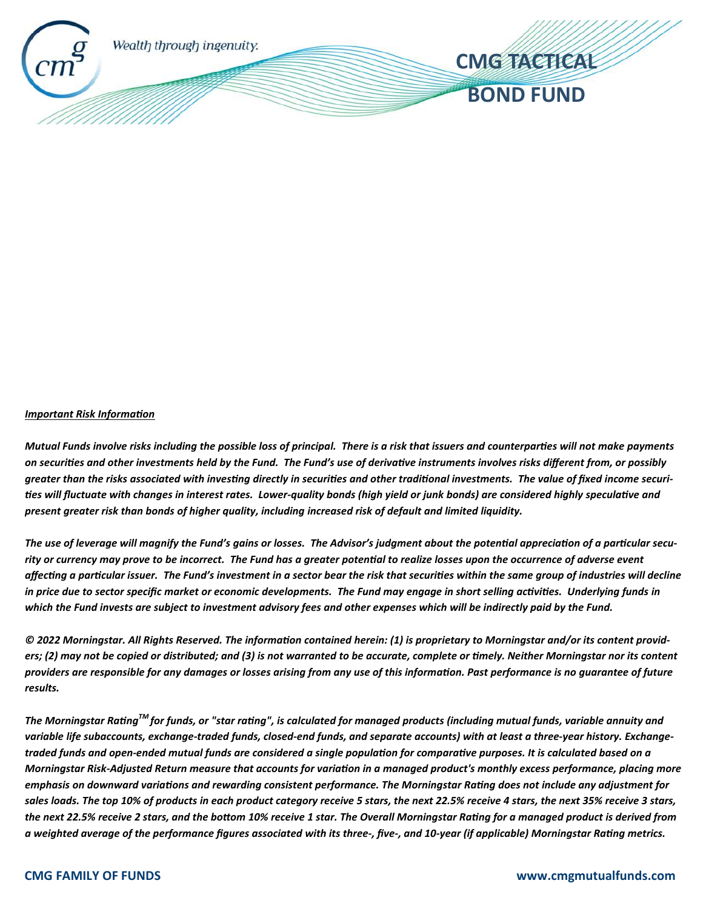***Important Risk Information***

***Mutual Funds involve risks including the possible loss of principal. There is a risk that issuers and counterparties will not make payments on securities and other investments held by the Fund. The Fund's use of derivative instruments involves risks different from, or possibly greater than the risks associated with investing directly in securities and other traditional investments. The value of fixed income securities will fluctuate with changes in interest rates. Lower-quality bonds (high yield or junk bonds) are considered highly speculative and present greater risk than bonds of higher quality, including increased risk of default and limited liquidity.***

***The use of leverage will magnify the Fund's gains or losses. The Advisor's judgment about the potential appreciation of a particular security or currency may prove to be incorrect. The Fund has a greater potential to realize losses upon the occurrence of adverse event affecting a particular issuer. The Fund's investment in a sector bear the risk that securities within the same group of industries will decline in price due to sector specific market or economic developments. The Fund may engage in short selling activities. Underlying funds in which the Fund invests are subject to investment advisory fees and other expenses which will be indirectly paid by the Fund.***

***© 2022 Morningstar. All Rights Reserved. The information contained herein: (1) is proprietary to Morningstar and/or its content providers; (2) may not be copied or distributed; and (3) is not warranted to be accurate, complete or timely. Neither Morningstar nor its content providers are responsible for any damages or losses arising from any use of this information. Past performance is no guarantee of future results.***

***The Morningstar Rating™ for funds, or "star rating", is calculated for managed products (including mutual funds, variable annuity and variable life subaccounts, exchange-traded funds, closed-end funds, and separate accounts) with at least a three-year history. Exchange-traded funds and open-ended mutual funds are considered a single population for comparative purposes. It is calculated based on a Morningstar Risk-Adjusted Return measure that accounts for variation in a managed product's monthly excess performance, placing more emphasis on downward variations and rewarding consistent performance. The Morningstar Rating does not include any adjustment for sales loads. The top 10% of products in each product category receive 5 stars, the next 22.5% receive 4 stars, the next 35% receive 3 stars, the next 22.5% receive 2 stars, and the bottom 10% receive 1 star. The Overall Morningstar Rating for a managed product is derived from a weighted average of the performance figures associated with its three-, five-, and 10-year (if applicable) Morningstar Rating metrics.***